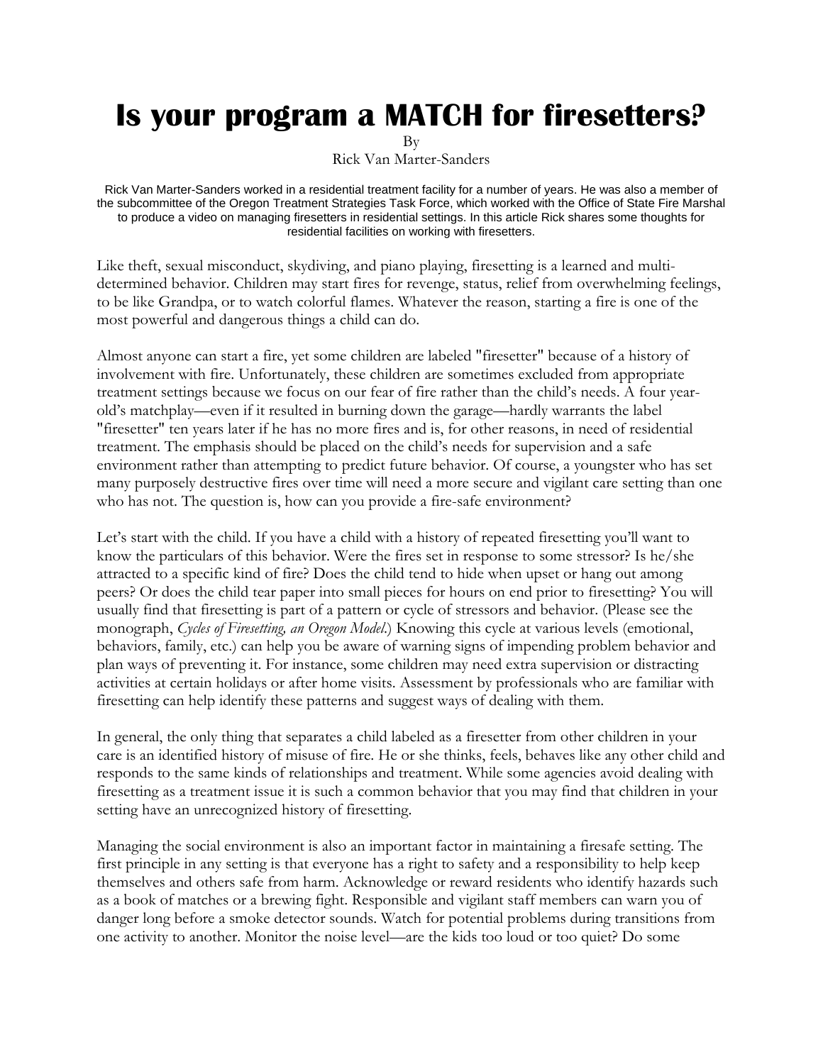# Is your program a MATCH for firesetters?

By
Rick Van Marter-Sanders

Rick Van Marter-Sanders worked in a residential treatment facility for a number of years. He was also a member of the subcommittee of the Oregon Treatment Strategies Task Force, which worked with the Office of State Fire Marshal to produce a video on managing firesetters in residential settings. In this article Rick shares some thoughts for residential facilities on working with firesetters.

Like theft, sexual misconduct, skydiving, and piano playing, firesetting is a learned and multi-determined behavior. Children may start fires for revenge, status, relief from overwhelming feelings, to be like Grandpa, or to watch colorful flames. Whatever the reason, starting a fire is one of the most powerful and dangerous things a child can do.

Almost anyone can start a fire, yet some children are labeled "firesetter" because of a history of involvement with fire. Unfortunately, these children are sometimes excluded from appropriate treatment settings because we focus on our fear of fire rather than the child's needs. A four year-old's matchplay—even if it resulted in burning down the garage—hardly warrants the label "firesetter" ten years later if he has no more fires and is, for other reasons, in need of residential treatment. The emphasis should be placed on the child's needs for supervision and a safe environment rather than attempting to predict future behavior. Of course, a youngster who has set many purposely destructive fires over time will need a more secure and vigilant care setting than one who has not. The question is, how can you provide a fire-safe environment?

Let's start with the child. If you have a child with a history of repeated firesetting you'll want to know the particulars of this behavior. Were the fires set in response to some stressor? Is he/she attracted to a specific kind of fire? Does the child tend to hide when upset or hang out among peers? Or does the child tear paper into small pieces for hours on end prior to firesetting? You will usually find that firesetting is part of a pattern or cycle of stressors and behavior. (Please see the monograph, *Cycles of Firesetting, an Oregon Model*.) Knowing this cycle at various levels (emotional, behaviors, family, etc.) can help you be aware of warning signs of impending problem behavior and plan ways of preventing it. For instance, some children may need extra supervision or distracting activities at certain holidays or after home visits. Assessment by professionals who are familiar with firesetting can help identify these patterns and suggest ways of dealing with them.

In general, the only thing that separates a child labeled as a firesetter from other children in your care is an identified history of misuse of fire. He or she thinks, feels, behaves like any other child and responds to the same kinds of relationships and treatment. While some agencies avoid dealing with firesetting as a treatment issue it is such a common behavior that you may find that children in your setting have an unrecognized history of firesetting.

Managing the social environment is also an important factor in maintaining a firesafe setting. The first principle in any setting is that everyone has a right to safety and a responsibility to help keep themselves and others safe from harm. Acknowledge or reward residents who identify hazards such as a book of matches or a brewing fight. Responsible and vigilant staff members can warn you of danger long before a smoke detector sounds. Watch for potential problems during transitions from one activity to another. Monitor the noise level—are the kids too loud or too quiet? Do some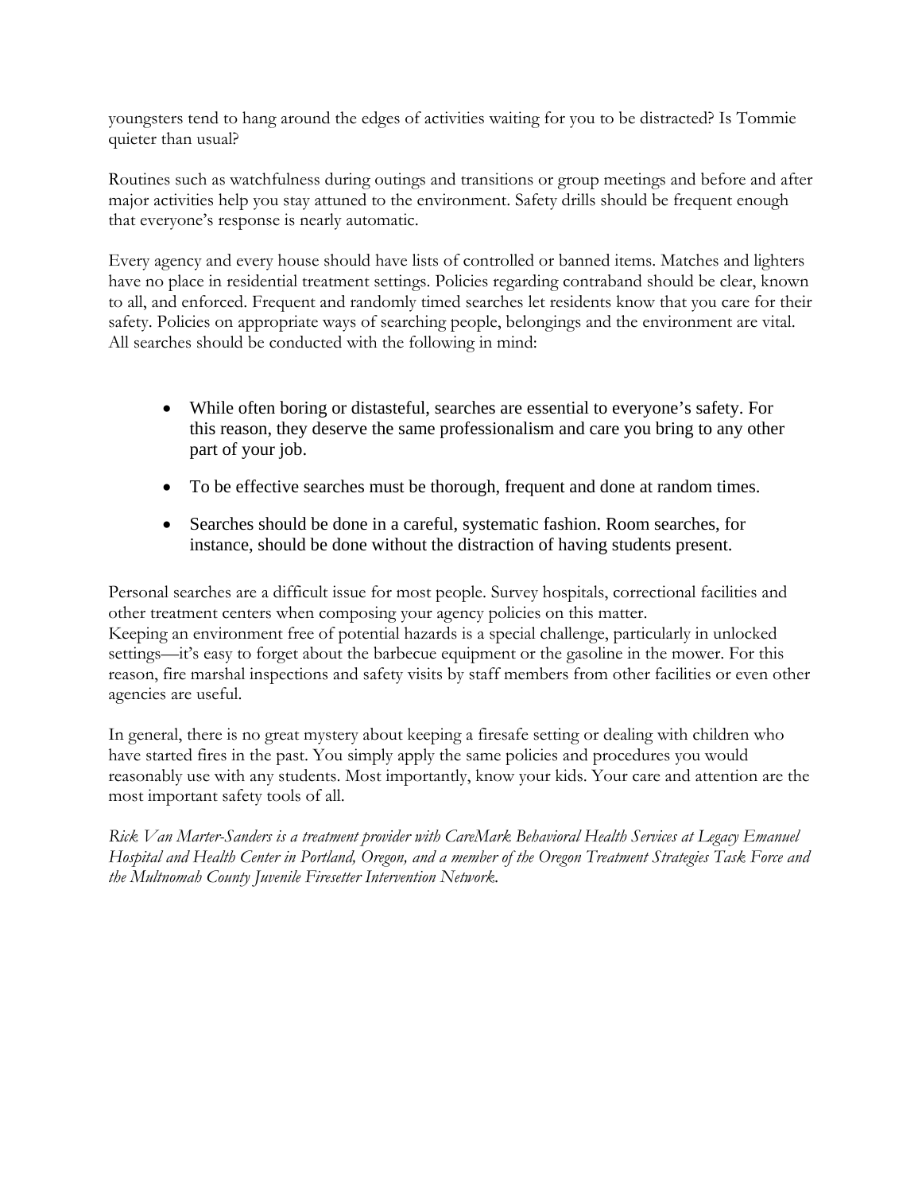youngsters tend to hang around the edges of activities waiting for you to be distracted? Is Tommie quieter than usual?

Routines such as watchfulness during outings and transitions or group meetings and before and after major activities help you stay attuned to the environment. Safety drills should be frequent enough that everyone's response is nearly automatic.

Every agency and every house should have lists of controlled or banned items. Matches and lighters have no place in residential treatment settings. Policies regarding contraband should be clear, known to all, and enforced. Frequent and randomly timed searches let residents know that you care for their safety. Policies on appropriate ways of searching people, belongings and the environment are vital. All searches should be conducted with the following in mind:

- While often boring or distasteful, searches are essential to everyone's safety. For this reason, they deserve the same professionalism and care you bring to any other part of your job.
- To be effective searches must be thorough, frequent and done at random times.
- Searches should be done in a careful, systematic fashion. Room searches, for instance, should be done without the distraction of having students present.

Personal searches are a difficult issue for most people. Survey hospitals, correctional facilities and other treatment centers when composing your agency policies on this matter.
Keeping an environment free of potential hazards is a special challenge, particularly in unlocked settings—it's easy to forget about the barbecue equipment or the gasoline in the mower. For this reason, fire marshal inspections and safety visits by staff members from other facilities or even other agencies are useful.

In general, there is no great mystery about keeping a firesafe setting or dealing with children who have started fires in the past. You simply apply the same policies and procedures you would reasonably use with any students. Most importantly, know your kids. Your care and attention are the most important safety tools of all.

*Rick Van Marter-Sanders is a treatment provider with CareMark Behavioral Health Services at Legacy Emanuel Hospital and Health Center in Portland, Oregon, and a member of the Oregon Treatment Strategies Task Force and the Multnomah County Juvenile Firesetter Intervention Network.*